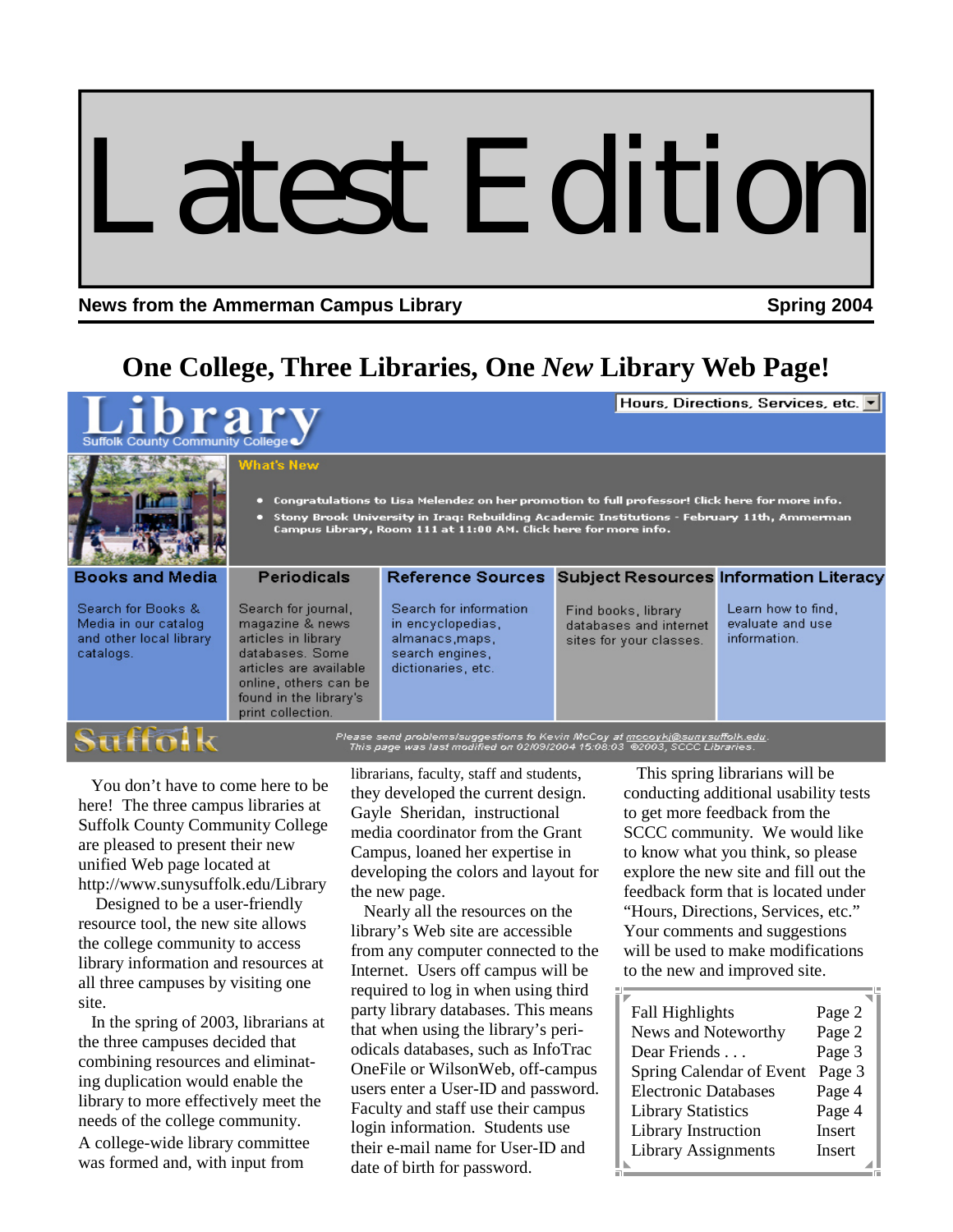# Latest Edition

**News from the Ammerman Campus Library** **Spring 2004**

## One College, Three Libraries, One *New* Library Web Page!

Library
Suffolk County Community College

Hours, Directions, Services, etc.

What's New

- Congratulations to Lisa Melendez on her promotion to full professor! Click here for more info.
- Stony Brook University in Iraq: Rebuilding Academic Institutions - February 11th, Ammerman Campus Library, Room 111 at 11:00 AM. Click here for more info.

| Books and Media | Periodicals | Reference Sources | Subject Resources | Information Literacy |
|---|---|---|---|---|
| Search for Books & Media in our catalog and other local library catalogs. | Search for journal, magazine & news articles in library databases. Some articles are available online, others can be found in the library's print collection. | Search for information in encyclopedias, almanacs, maps, search engines, dictionaries, etc. | Find books, library databases and internet sites for your classes. | Learn how to find, evaluate and use information. |

Suffolk

Please send problems/suggestions to Kevin McCoy at mccoyk@sunysuffolk.edu.
This page was last modified on 02/09/2004 15:08:03 ©2003, SCCC Libraries.

You don't have to come here to be here! The three campus libraries at Suffolk County Community College are pleased to present their new unified Web page located at http://www.sunysuffolk.edu/Library

Designed to be a user-friendly resource tool, the new site allows the college community to access library information and resources at all three campuses by visiting one site.

In the spring of 2003, librarians at the three campuses decided that combining resources and eliminating duplication would enable the library to more effectively meet the needs of the college community. A college-wide library committee was formed and, with input from librarians, faculty, staff and students, they developed the current design. Gayle Sheridan, instructional media coordinator from the Grant Campus, loaned her expertise in developing the colors and layout for the new page.

Nearly all the resources on the library's Web site are accessible from any computer connected to the Internet. Users off campus will be required to log in when using third party library databases. This means that when using the library's periodicals databases, such as InfoTrac OneFile or WilsonWeb, off-campus users enter a User-ID and password. Faculty and staff use their campus login information. Students use their e-mail name for User-ID and date of birth for password.

This spring librarians will be conducting additional usability tests to get more feedback from the SCCC community. We would like to know what you think, so please explore the new site and fill out the feedback form that is located under "Hours, Directions, Services, etc." Your comments and suggestions will be used to make modifications to the new and improved site.

| | |
|---|---|
| Fall Highlights | Page 2 |
| News and Noteworthy | Page 2 |
| Dear Friends . . . | Page 3 |
| Spring Calendar of Event | Page 3 |
| Electronic Databases | Page 4 |
| Library Statistics | Page 4 |
| Library Instruction | Insert |
| Library Assignments | Insert |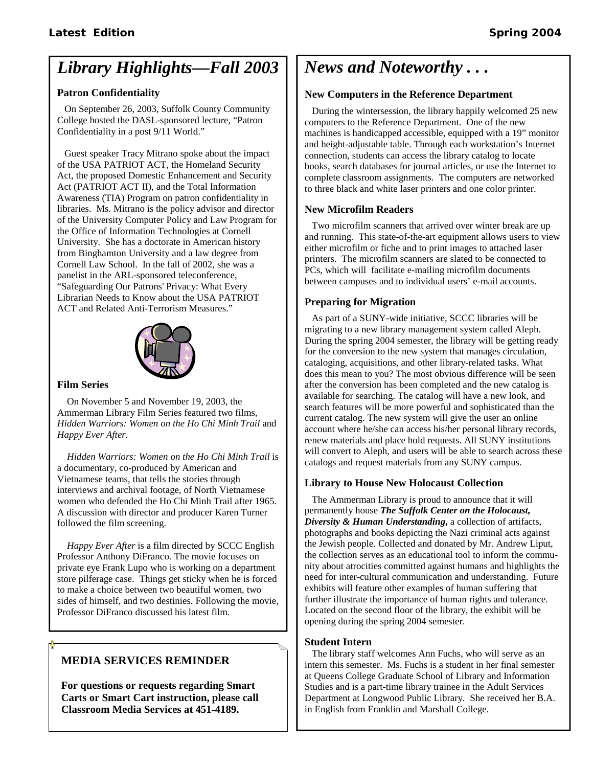# Library Highlights—Fall 2003

### Patron Confidentiality

On September 26, 2003, Suffolk County Community College hosted the DASL-sponsored lecture, "Patron Confidentiality in a post 9/11 World."

Guest speaker Tracy Mitrano spoke about the impact of the USA PATRIOT ACT, the Homeland Security Act, the proposed Domestic Enhancement and Security Act (PATRIOT ACT II), and the Total Information Awareness (TIA) Program on patron confidentiality in libraries. Ms. Mitrano is the policy advisor and director of the University Computer Policy and Law Program for the Office of Information Technologies at Cornell University. She has a doctorate in American history from Binghamton University and a law degree from Cornell Law School. In the fall of 2002, she was a panelist in the ARL-sponsored teleconference, "Safeguarding Our Patrons' Privacy: What Every Librarian Needs to Know about the USA PATRIOT ACT and Related Anti-Terrorism Measures."

### Film Series

On November 5 and November 19, 2003, the Ammerman Library Film Series featured two films, *Hidden Warriors: Women on the Ho Chi Minh Trail* and *Happy Ever After*.

*Hidden Warriors: Women on the Ho Chi Minh Trail* is a documentary, co-produced by American and Vietnamese teams, that tells the stories through interviews and archival footage, of North Vietnamese women who defended the Ho Chi Minh Trail after 1965. A discussion with director and producer Karen Turner followed the film screening.

*Happy Ever After* is a film directed by SCCC English Professor Anthony DiFranco. The movie focuses on private eye Frank Lupo who is working on a department store pilferage case. Things get sticky when he is forced to make a choice between two beautiful women, two sides of himself, and two destinies. Following the movie, Professor DiFranco discussed his latest film.

**MEDIA SERVICES REMINDER**

**For questions or requests regarding Smart Carts or Smart Cart instruction, please call Classroom Media Services at 451-4189.**

# News and Noteworthy . . .

### New Computers in the Reference Department

During the wintersession, the library happily welcomed 25 new computers to the Reference Department. One of the new machines is handicapped accessible, equipped with a 19" monitor and height-adjustable table. Through each workstation's Internet connection, students can access the library catalog to locate books, search databases for journal articles, or use the Internet to complete classroom assignments. The computers are networked to three black and white laser printers and one color printer.

### New Microfilm Readers

Two microfilm scanners that arrived over winter break are up and running. This state-of-the-art equipment allows users to view either microfilm or fiche and to print images to attached laser printers. The microfilm scanners are slated to be connected to PCs, which will facilitate e-mailing microfilm documents between campuses and to individual users' e-mail accounts.

### Preparing for Migration

As part of a SUNY-wide initiative, SCCC libraries will be migrating to a new library management system called Aleph. During the spring 2004 semester, the library will be getting ready for the conversion to the new system that manages circulation, cataloging, acquisitions, and other library-related tasks. What does this mean to you? The most obvious difference will be seen after the conversion has been completed and the new catalog is available for searching. The catalog will have a new look, and search features will be more powerful and sophisticated than the current catalog. The new system will give the user an online account where he/she can access his/her personal library records, renew materials and place hold requests. All SUNY institutions will convert to Aleph, and users will be able to search across these catalogs and request materials from any SUNY campus.

### Library to House New Holocaust Collection

The Ammerman Library is proud to announce that it will permanently house ***The Suffolk Center on the Holocaust, Diversity & Human Understanding***, a collection of artifacts, photographs and books depicting the Nazi criminal acts against the Jewish people. Collected and donated by Mr. Andrew Liput, the collection serves as an educational tool to inform the community about atrocities committed against humans and highlights the need for inter-cultural communication and understanding. Future exhibits will feature other examples of human suffering that further illustrate the importance of human rights and tolerance. Located on the second floor of the library, the exhibit will be opening during the spring 2004 semester.

### Student Intern

The library staff welcomes Ann Fuchs, who will serve as an intern this semester. Ms. Fuchs is a student in her final semester at Queens College Graduate School of Library and Information Studies and is a part-time library trainee in the Adult Services Department at Longwood Public Library. She received her B.A. in English from Franklin and Marshall College.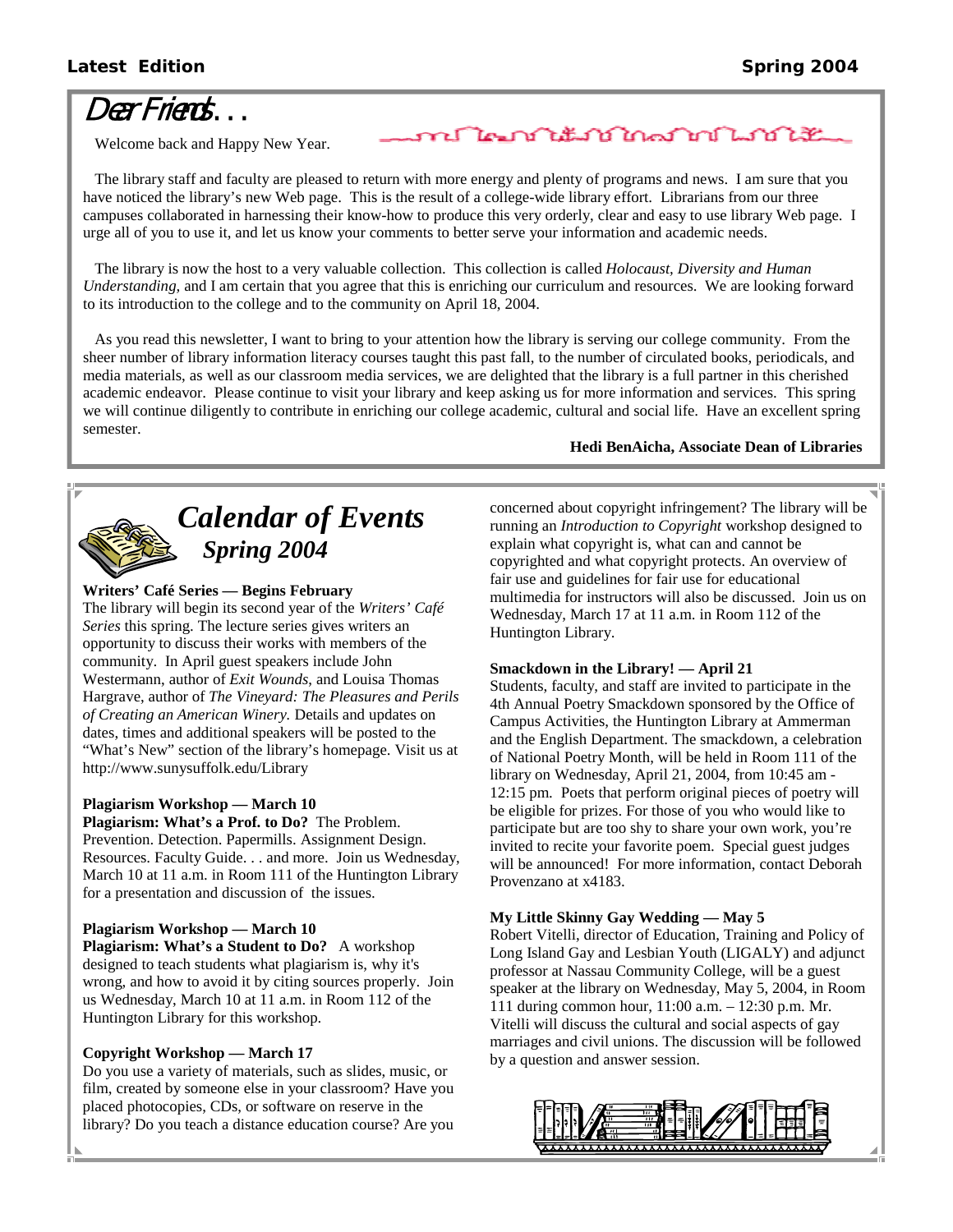# Dear Friends. . .

Welcome back and Happy New Year.

The library staff and faculty are pleased to return with more energy and plenty of programs and news. I am sure that you have noticed the library's new Web page. This is the result of a college-wide library effort. Librarians from our three campuses collaborated in harnessing their know-how to produce this very orderly, clear and easy to use library Web page. I urge all of you to use it, and let us know your comments to better serve your information and academic needs.

The library is now the host to a very valuable collection. This collection is called *Holocaust, Diversity and Human Understanding,* and I am certain that you agree that this is enriching our curriculum and resources. We are looking forward to its introduction to the college and to the community on April 18, 2004.

As you read this newsletter, I want to bring to your attention how the library is serving our college community. From the sheer number of library information literacy courses taught this past fall, to the number of circulated books, periodicals, and media materials, as well as our classroom media services, we are delighted that the library is a full partner in this cherished academic endeavor. Please continue to visit your library and keep asking us for more information and services. This spring we will continue diligently to contribute in enriching our college academic, cultural and social life. Have an excellent spring semester.

**Hedi BenAicha, Associate Dean of Libraries**

# *Calendar of Events*

## *Spring 2004*

**Writers' Café Series — Begins February**
The library will begin its second year of the *Writers' Café Series* this spring. The lecture series gives writers an opportunity to discuss their works with members of the community. In April guest speakers include John Westermann, author of *Exit Wounds*, and Louisa Thomas Hargrave, author of *The Vineyard: The Pleasures and Perils of Creating an American Winery.* Details and updates on dates, times and additional speakers will be posted to the "What's New" section of the library's homepage. Visit us at http://www.sunysuffolk.edu/Library

**Plagiarism Workshop — March 10**
**Plagiarism: What's a Prof. to Do?** The Problem. Prevention. Detection. Papermills. Assignment Design. Resources. Faculty Guide. . . and more. Join us Wednesday, March 10 at 11 a.m. in Room 111 of the Huntington Library for a presentation and discussion of the issues.

**Plagiarism Workshop — March 10**
**Plagiarism: What's a Student to Do?** A workshop designed to teach students what plagiarism is, why it's wrong, and how to avoid it by citing sources properly. Join us Wednesday, March 10 at 11 a.m. in Room 112 of the Huntington Library for this workshop.

**Copyright Workshop — March 17**
Do you use a variety of materials, such as slides, music, or film, created by someone else in your classroom? Have you placed photocopies, CDs, or software on reserve in the library? Do you teach a distance education course? Are you concerned about copyright infringement? The library will be running an *Introduction to Copyright* workshop designed to explain what copyright is, what can and cannot be copyrighted and what copyright protects. An overview of fair use and guidelines for fair use for educational multimedia for instructors will also be discussed. Join us on Wednesday, March 17 at 11 a.m. in Room 112 of the Huntington Library.

**Smackdown in the Library! — April 21**
Students, faculty, and staff are invited to participate in the 4th Annual Poetry Smackdown sponsored by the Office of Campus Activities, the Huntington Library at Ammerman and the English Department. The smackdown, a celebration of National Poetry Month, will be held in Room 111 of the library on Wednesday, April 21, 2004, from 10:45 am - 12:15 pm. Poets that perform original pieces of poetry will be eligible for prizes. For those of you who would like to participate but are too shy to share your own work, you're invited to recite your favorite poem. Special guest judges will be announced! For more information, contact Deborah Provenzano at x4183.

**My Little Skinny Gay Wedding — May 5**
Robert Vitelli, director of Education, Training and Policy of Long Island Gay and Lesbian Youth (LIGALY) and adjunct professor at Nassau Community College, will be a guest speaker at the library on Wednesday, May 5, 2004, in Room 111 during common hour, 11:00 a.m. – 12:30 p.m. Mr. Vitelli will discuss the cultural and social aspects of gay marriages and civil unions. The discussion will be followed by a question and answer session.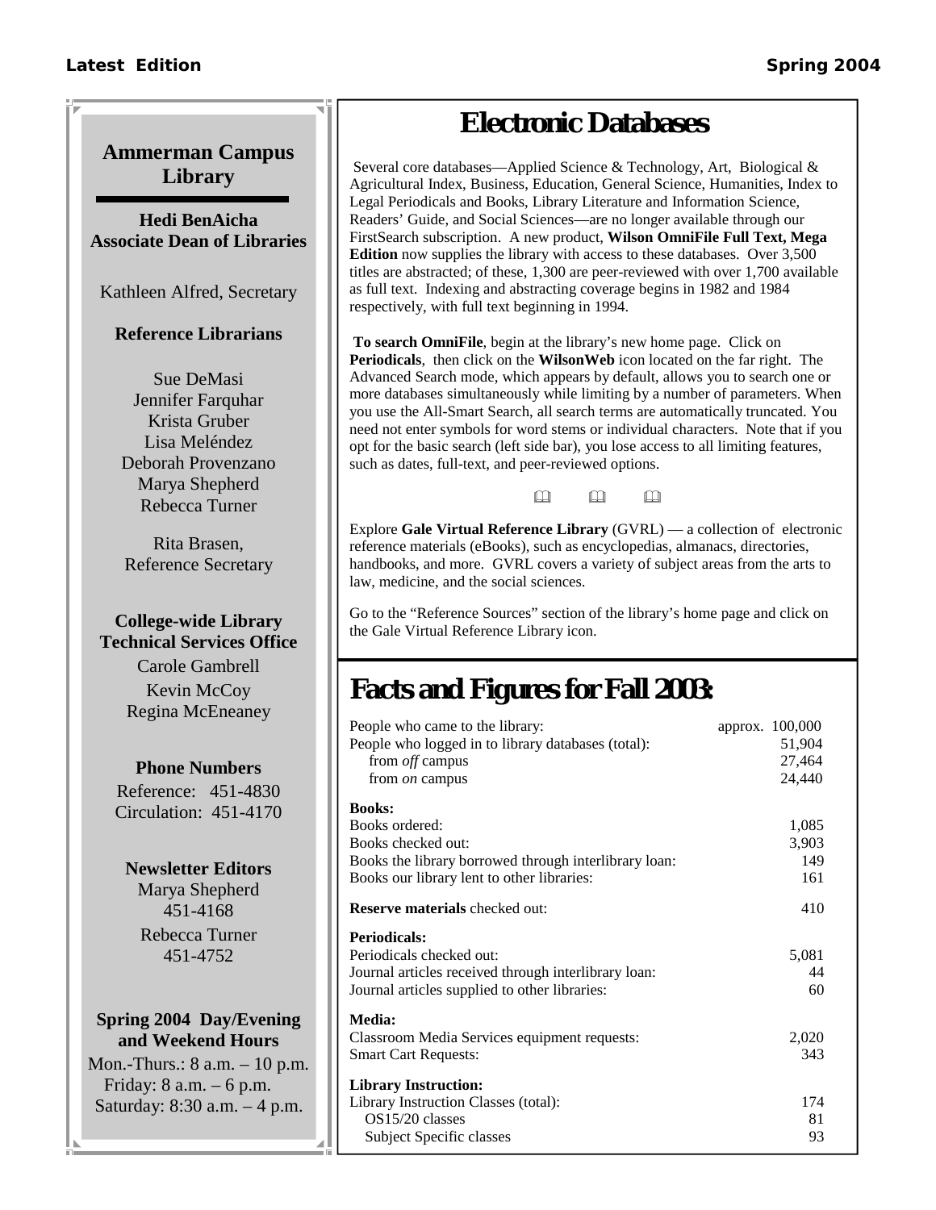## Ammerman Campus Library

**Hedi BenAicha**
**Associate Dean of Libraries**

Kathleen Alfred, Secretary

**Reference Librarians**

Sue DeMasi
Jennifer Farquhar
Krista Gruber
Lisa Meléndez
Deborah Provenzano
Marya Shepherd
Rebecca Turner

Rita Brasen,
Reference Secretary

**College-wide Library Technical Services Office**

Carole Gambrell
Kevin McCoy
Regina McEneaney

**Phone Numbers**

Reference: 451-4830
Circulation: 451-4170

**Newsletter Editors**

Marya Shepherd
451-4168
Rebecca Turner
451-4752

**Spring 2004 Day/Evening and Weekend Hours**

Mon.-Thurs.: 8 a.m. – 10 p.m.
Friday: 8 a.m. – 6 p.m.
Saturday: 8:30 a.m. – 4 p.m.

# Electronic Databases

Several core databases—Applied Science & Technology, Art, Biological & Agricultural Index, Business, Education, General Science, Humanities, Index to Legal Periodicals and Books, Library Literature and Information Science, Readers' Guide, and Social Sciences—are no longer available through our FirstSearch subscription. A new product, **Wilson OmniFile Full Text, Mega Edition** now supplies the library with access to these databases. Over 3,500 titles are abstracted; of these, 1,300 are peer-reviewed with over 1,700 available as full text. Indexing and abstracting coverage begins in 1982 and 1984 respectively, with full text beginning in 1994.

**To search OmniFile**, begin at the library's new home page. Click on **Periodicals**, then click on the **WilsonWeb** icon located on the far right. The Advanced Search mode, which appears by default, allows you to search one or more databases simultaneously while limiting by a number of parameters. When you use the All-Smart Search, all search terms are automatically truncated. You need not enter symbols for word stems or individual characters. Note that if you opt for the basic search (left side bar), you lose access to all limiting features, such as dates, full-text, and peer-reviewed options.

🕮 🕮 🕮

Explore **Gale Virtual Reference Library** (GVRL) — a collection of electronic reference materials (eBooks), such as encyclopedias, almanacs, directories, handbooks, and more. GVRL covers a variety of subject areas from the arts to law, medicine, and the social sciences.

Go to the "Reference Sources" section of the library's home page and click on the Gale Virtual Reference Library icon.

# Facts and Figures for Fall 2003:

| | |
|---|---|
| People who came to the library: | approx. 100,000 |
| People who logged in to library databases (total): | 51,904 |
| from *off* campus | 27,464 |
| from *on* campus | 24,440 |
| **Books:** | |
| Books ordered: | 1,085 |
| Books checked out: | 3,903 |
| Books the library borrowed through interlibrary loan: | 149 |
| Books our library lent to other libraries: | 161 |
| **Reserve materials** checked out: | 410 |
| **Periodicals:** | |
| Periodicals checked out: | 5,081 |
| Journal articles received through interlibrary loan: | 44 |
| Journal articles supplied to other libraries: | 60 |
| **Media:** | |
| Classroom Media Services equipment requests: | 2,020 |
| Smart Cart Requests: | 343 |
| **Library Instruction:** | |
| Library Instruction Classes (total): | 174 |
| OS15/20 classes | 81 |
| Subject Specific classes | 93 |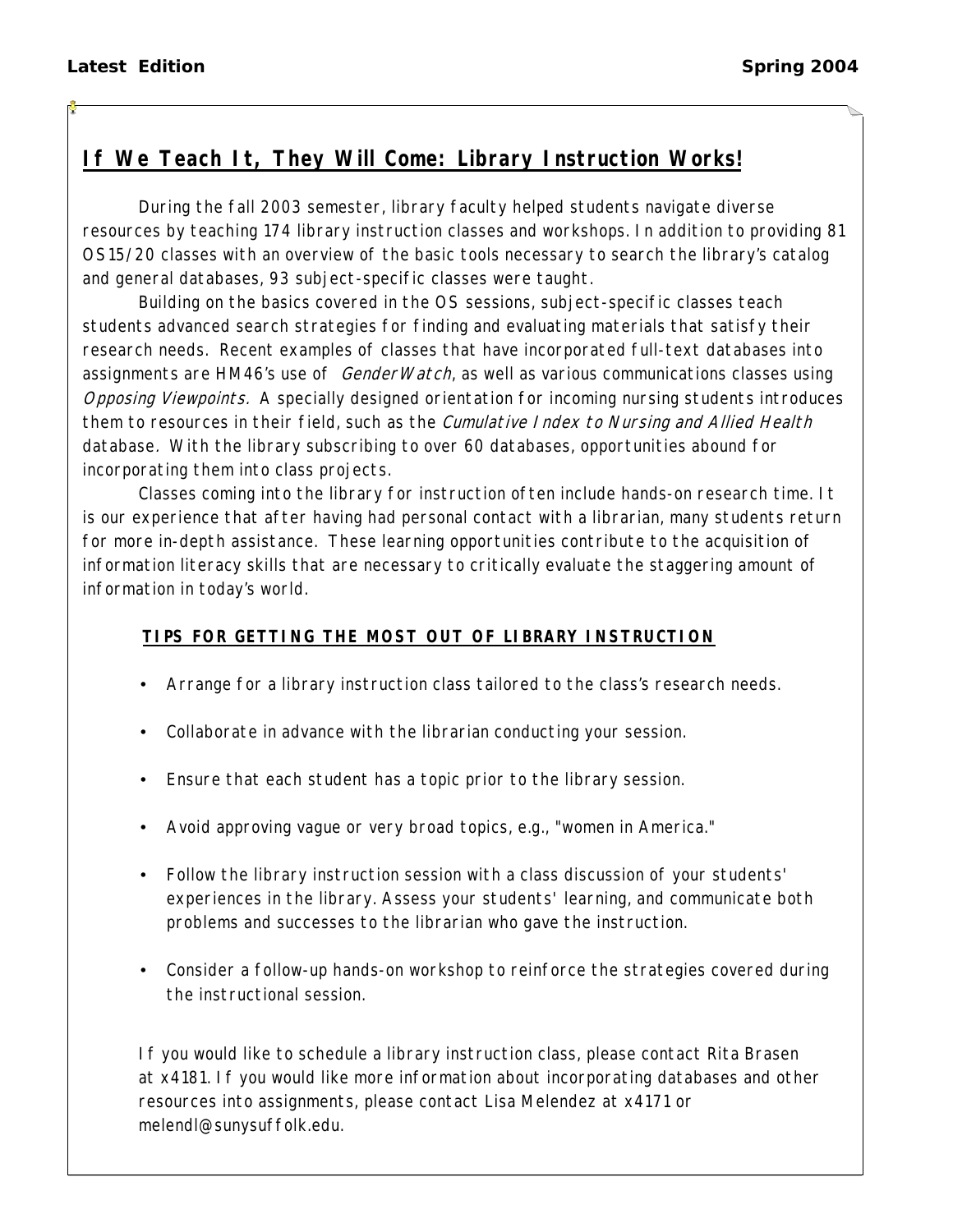## If We Teach It, They Will Come: Library Instruction Works!

During the fall 2003 semester, library faculty helped students navigate diverse resources by teaching 174 library instruction classes and workshops. In addition to providing 81 OS15/20 classes with an overview of the basic tools necessary to search the library's catalog and general databases, 93 subject-specific classes were taught.

Building on the basics covered in the OS sessions, subject-specific classes teach students advanced search strategies for finding and evaluating materials that satisfy their research needs. Recent examples of classes that have incorporated full-text databases into assignments are HM46's use of *GenderWatch*, as well as various communications classes using *Opposing Viewpoints.* A specially designed orientation for incoming nursing students introduces them to resources in their field, such as the *Cumulative Index to Nursing and Allied Health* database*.* With the library subscribing to over 60 databases, opportunities abound for incorporating them into class projects.

Classes coming into the library for instruction often include hands-on research time. It is our experience that after having had personal contact with a librarian, many students return for more in-depth assistance. These learning opportunities contribute to the acquisition of information literacy skills that are necessary to critically evaluate the staggering amount of information in today's world.

### TIPS FOR GETTING THE MOST OUT OF LIBRARY INSTRUCTION

- Arrange for a library instruction class tailored to the class's research needs.
- Collaborate in advance with the librarian conducting your session.
- Ensure that each student has a topic prior to the library session.
- Avoid approving vague or very broad topics, e.g., "women in America."
- Follow the library instruction session with a class discussion of your students' experiences in the library. Assess your students' learning, and communicate both problems and successes to the librarian who gave the instruction.
- Consider a follow-up hands-on workshop to reinforce the strategies covered during the instructional session.

If you would like to schedule a library instruction class, please contact Rita Brasen at x4181. If you would like more information about incorporating databases and other resources into assignments, please contact Lisa Melendez at x4171 or melendl@sunysuffolk.edu.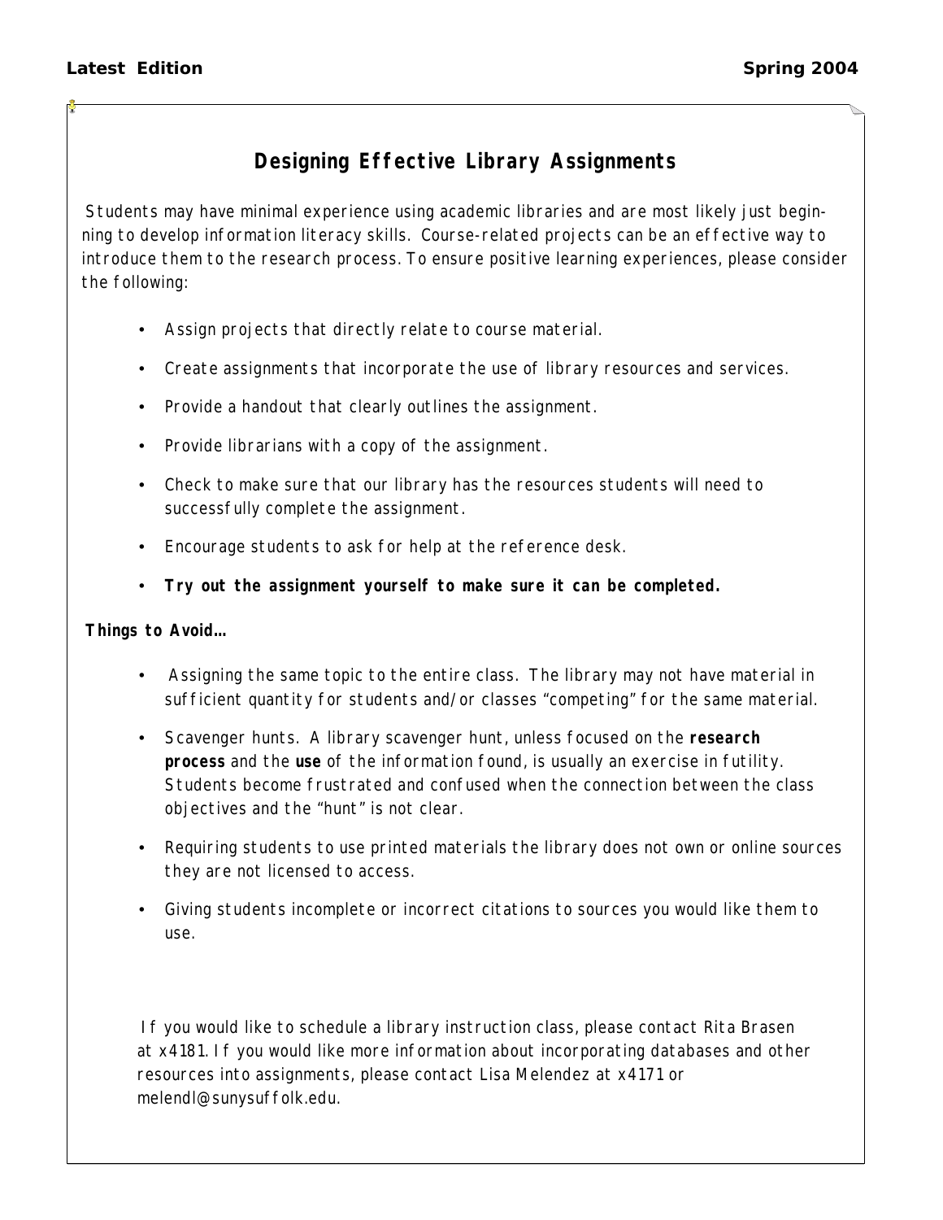## Designing Effective Library Assignments

Students may have minimal experience using academic libraries and are most likely just beginning to develop information literacy skills. Course-related projects can be an effective way to introduce them to the research process. To ensure positive learning experiences, please consider the following:

- Assign projects that directly relate to course material.
- Create assignments that incorporate the use of library resources and services.
- Provide a handout that clearly outlines the assignment.
- Provide librarians with a copy of the assignment.
- Check to make sure that our library has the resources students will need to successfully complete the assignment.
- Encourage students to ask for help at the reference desk.
- **Try out the assignment yourself to make sure it can be completed.**

**Things to Avoid…**

- Assigning the same topic to the entire class. The library may not have material in sufficient quantity for students and/or classes "competing" for the same material.
- Scavenger hunts. A library scavenger hunt, unless focused on the **research process** and the **use** of the information found, is usually an exercise in futility. Students become frustrated and confused when the connection between the class objectives and the "hunt" is not clear.
- Requiring students to use printed materials the library does not own or online sources they are not licensed to access.
- Giving students incomplete or incorrect citations to sources you would like them to use.

If you would like to schedule a library instruction class, please contact Rita Brasen at x4181. If you would like more information about incorporating databases and other resources into assignments, please contact Lisa Melendez at x4171 or melendl@sunysuffolk.edu.